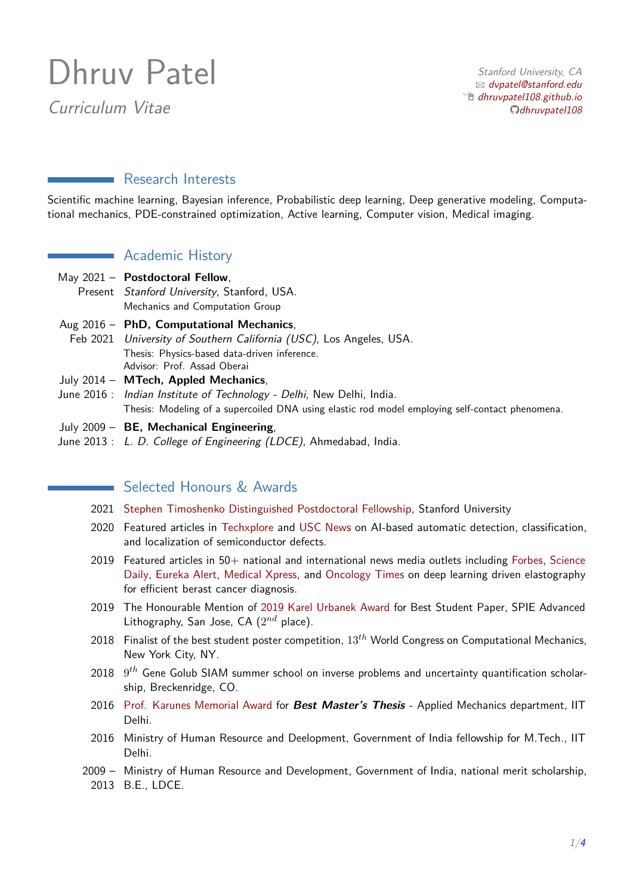# Dhruv Patel

*Curriculum Vitae*

*Stanford University, CA*
*dvpatel@stanford.edu*
*dhruvpatel108.github.io*
*dhruvpatel108*

## Research Interests

Scientific machine learning, Bayesian inference, Probabilistic deep learning, Deep generative modeling, Computational mechanics, PDE-constrained optimization, Active learning, Computer vision, Medical imaging.

## Academic History

**May 2021 – Present**
**Postdoctoral Fellow**,
*Stanford University*, Stanford, USA.
Mechanics and Computation Group

**Aug 2016 – Feb 2021**
**PhD, Computational Mechanics**,
*University of Southern California (USC)*, Los Angeles, USA.
Thesis: Physics-based data-driven inference.
Advisor: Prof. Assad Oberai

**July 2014 – June 2016 :**
**MTech, Appled Mechanics**,
*Indian Institute of Technology - Delhi*, New Delhi, India.
Thesis: Modeling of a supercoiled DNA using elastic rod model employing self-contact phenomena.

**July 2009 – June 2013 :**
**BE, Mechanical Engineering**,
*L. D. College of Engineering (LDCE)*, Ahmedabad, India.

## Selected Honours & Awards

- **2021** Stephen Timoshenko Distinguished Postdoctoral Fellowship, Stanford University
- **2020** Featured articles in Techxplore and USC News on AI-based automatic detection, classification, and localization of semiconductor defects.
- **2019** Featured articles in 50+ national and international news media outlets including Forbes, Science Daily, Eureka Alert, Medical Xpress, and Oncology Times on deep learning driven elastography for efficient berast cancer diagnosis.
- **2019** The Honourable Mention of 2019 Karel Urbanek Award for Best Student Paper, SPIE Advanced Lithography, San Jose, CA ($2^{nd}$ place).
- **2018** Finalist of the best student poster competition, $13^{th}$ World Congress on Computational Mechanics, New York City, NY.
- **2018** $9^{th}$ Gene Golub SIAM summer school on inverse problems and uncertainty quantification scholarship, Breckenridge, CO.
- **2016** Prof. Karunes Memorial Award for ***Best Master's Thesis*** - Applied Mechanics department, IIT Delhi.
- **2016** Ministry of Human Resource and Deelopment, Government of India fellowship for M.Tech., IIT Delhi.
- **2009 – 2013** Ministry of Human Resource and Development, Government of India, national merit scholarship, B.E., LDCE.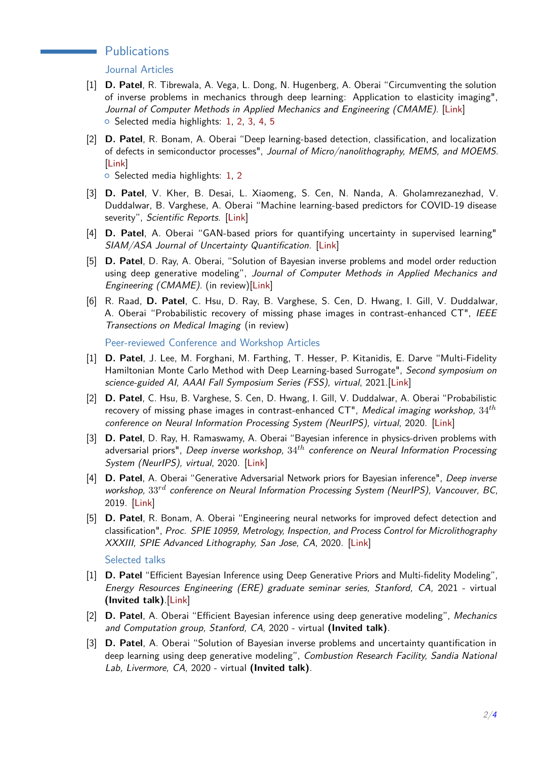## Publications

### Journal Articles

[1] **D. Patel**, R. Tibrewala, A. Vega, L. Dong, N. Hugenberg, A. Oberai "Circumventing the solution of inverse problems in mechanics through deep learning: Application to elasticity imaging", *Journal of Computer Methods in Applied Mechanics and Engineering (CMAME).* [Link]
- Selected media highlights: 1, 2, 3, 4, 5

[2] **D. Patel**, R. Bonam, A. Oberai "Deep learning-based detection, classification, and localization of defects in semiconductor processes", *Journal of Micro/nanolithography, MEMS, and MOEMS.* [Link]
- Selected media highlights: 1, 2

[3] **D. Patel**, V. Kher, B. Desai, L. Xiaomeng, S. Cen, N. Nanda, A. Gholamrezanezhad, V. Duddalwar, B. Varghese, A. Oberai "Machine learning-based predictors for COVID-19 disease severity", *Scientific Reports.* [Link]

[4] **D. Patel**, A. Oberai "GAN-based priors for quantifying uncertainty in supervised learning" *SIAM/ASA Journal of Uncertainty Quantification.* [Link]

[5] **D. Patel**, D. Ray, A. Oberai, "Solution of Bayesian inverse problems and model order reduction using deep generative modeling", *Journal of Computer Methods in Applied Mechanics and Engineering (CMAME).* (in review)[Link]

[6] R. Raad, **D. Patel**, C. Hsu, D. Ray, B. Varghese, S. Cen, D. Hwang, I. Gill, V. Duddalwar, A. Oberai "Probabilistic recovery of missing phase images in contrast-enhanced CT", *IEEE Transections on Medical Imaging* (in review)

### Peer-reviewed Conference and Workshop Articles

[1] **D. Patel**, J. Lee, M. Forghani, M. Farthing, T. Hesser, P. Kitanidis, E. Darve "Multi-Fidelity Hamiltonian Monte Carlo Method with Deep Learning-based Surrogate", *Second symposium on science-guided AI, AAAI Fall Symposium Series (FSS), virtual*, 2021.[Link]

[2] **D. Patel**, C. Hsu, B. Varghese, S. Cen, D. Hwang, I. Gill, V. Duddalwar, A. Oberai "Probabilistic recovery of missing phase images in contrast-enhanced CT", *Medical imaging workshop, $34^{th}$ conference on Neural Information Processing System (NeurIPS), virtual*, 2020. [Link]

[3] **D. Patel**, D. Ray, H. Ramaswamy, A. Oberai "Bayesian inference in physics-driven problems with adversarial priors", *Deep inverse workshop, $34^{th}$ conference on Neural Information Processing System (NeurIPS), virtual*, 2020. [Link]

[4] **D. Patel**, A. Oberai "Generative Adversarial Network priors for Bayesian inference", *Deep inverse workshop, $33^{rd}$ conference on Neural Information Processing System (NeurIPS), Vancouver, BC*, 2019. [Link]

[5] **D. Patel**, R. Bonam, A. Oberai "Engineering neural networks for improved defect detection and classification", *Proc. SPIE 10959, Metrology, Inspection, and Process Control for Microlithography XXXIII, SPIE Advanced Lithography, San Jose, CA*, 2020. [Link]

### Selected talks

[1] **D. Patel** "Efficient Bayesian Inference using Deep Generative Priors and Multi-fidelity Modeling", *Energy Resources Engineering (ERE) graduate seminar series, Stanford, CA,* 2021 - virtual **(Invited talk)**.[Link]

[2] **D. Patel**, A. Oberai "Efficient Bayesian inference using deep generative modeling", *Mechanics and Computation group, Stanford, CA,* 2020 - virtual **(Invited talk)**.

[3] **D. Patel**, A. Oberai "Solution of Bayesian inverse problems and uncertainty quantification in deep learning using deep generative modeling", *Combustion Research Facility, Sandia National Lab, Livermore, CA,* 2020 - virtual **(Invited talk)**.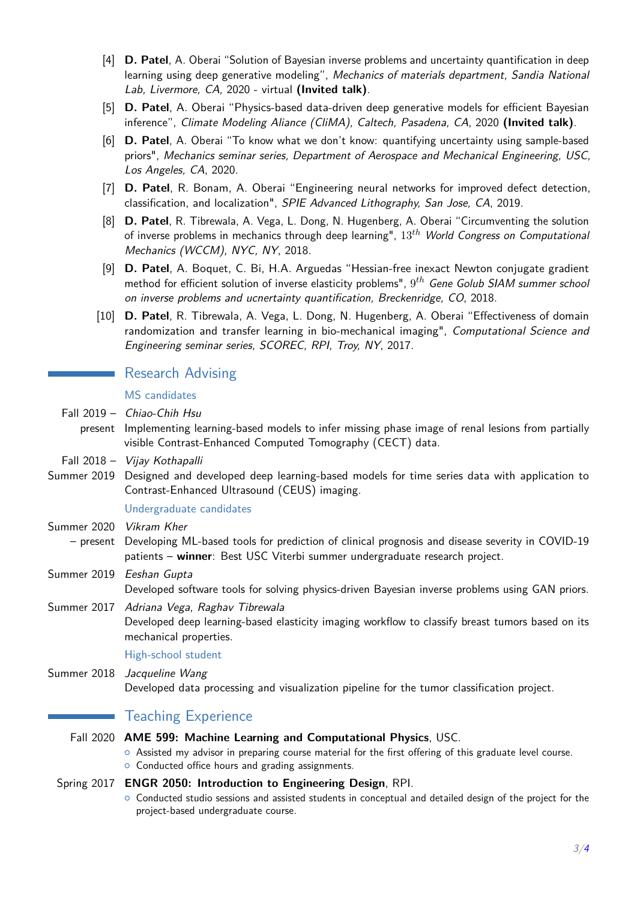[4] **D. Patel**, A. Oberai "Solution of Bayesian inverse problems and uncertainty quantification in deep learning using deep generative modeling", *Mechanics of materials department, Sandia National Lab, Livermore, CA,* 2020 - virtual **(Invited talk)**.

[5] **D. Patel**, A. Oberai "Physics-based data-driven deep generative models for efficient Bayesian inference", *Climate Modeling Aliance (CliMA), Caltech, Pasadena, CA*, 2020 **(Invited talk)**.

[6] **D. Patel**, A. Oberai "To know what we don't know: quantifying uncertainty using sample-based priors", *Mechanics seminar series, Department of Aerospace and Mechanical Engineering, USC, Los Angeles, CA*, 2020.

[7] **D. Patel**, R. Bonam, A. Oberai "Engineering neural networks for improved defect detection, classification, and localization", *SPIE Advanced Lithography, San Jose, CA*, 2019.

[8] **D. Patel**, R. Tibrewala, A. Vega, L. Dong, N. Hugenberg, A. Oberai "Circumventing the solution of inverse problems in mechanics through deep learning", $13^{th}$ *World Congress on Computational Mechanics (WCCM), NYC, NY*, 2018.

[9] **D. Patel**, A. Boquet, C. Bi, H.A. Arguedas "Hessian-free inexact Newton conjugate gradient method for efficient solution of inverse elasticity problems", $9^{th}$ *Gene Golub SIAM summer school on inverse problems and ucnertainty quantification, Breckenridge, CO*, 2018.

[10] **D. Patel**, R. Tibrewala, A. Vega, L. Dong, N. Hugenberg, A. Oberai "Effectiveness of domain randomization and transfer learning in bio-mechanical imaging", *Computational Science and Engineering seminar series, SCOREC, RPI, Troy, NY*, 2017.

## Research Advising

### MS candidates

Fall 2019 – present
*Chiao-Chih Hsu*
Implementing learning-based models to infer missing phase image of renal lesions from partially visible Contrast-Enhanced Computed Tomography (CECT) data.

Fall 2018 – Summer 2019
*Vijay Kothapalli*
Designed and developed deep learning-based models for time series data with application to Contrast-Enhanced Ultrasound (CEUS) imaging.

### Undergraduate candidates

Summer 2020 – present
*Vikram Kher*
Developing ML-based tools for prediction of clinical prognosis and disease severity in COVID-19 patients – **winner**: Best USC Viterbi summer undergraduate research project.

Summer 2019
*Eeshan Gupta*
Developed software tools for solving physics-driven Bayesian inverse problems using GAN priors.

Summer 2017
*Adriana Vega, Raghav Tibrewala*
Developed deep learning-based elasticity imaging workflow to classify breast tumors based on its mechanical properties.

### High-school student

Summer 2018
*Jacqueline Wang*
Developed data processing and visualization pipeline for the tumor classification project.

## Teaching Experience

Fall 2020
**AME 599: Machine Learning and Computational Physics**, USC.
- Assisted my advisor in preparing course material for the first offering of this graduate level course.
- Conducted office hours and grading assignments.

Spring 2017
**ENGR 2050: Introduction to Engineering Design**, RPI.
- Conducted studio sessions and assisted students in conceptual and detailed design of the project for the project-based undergraduate course.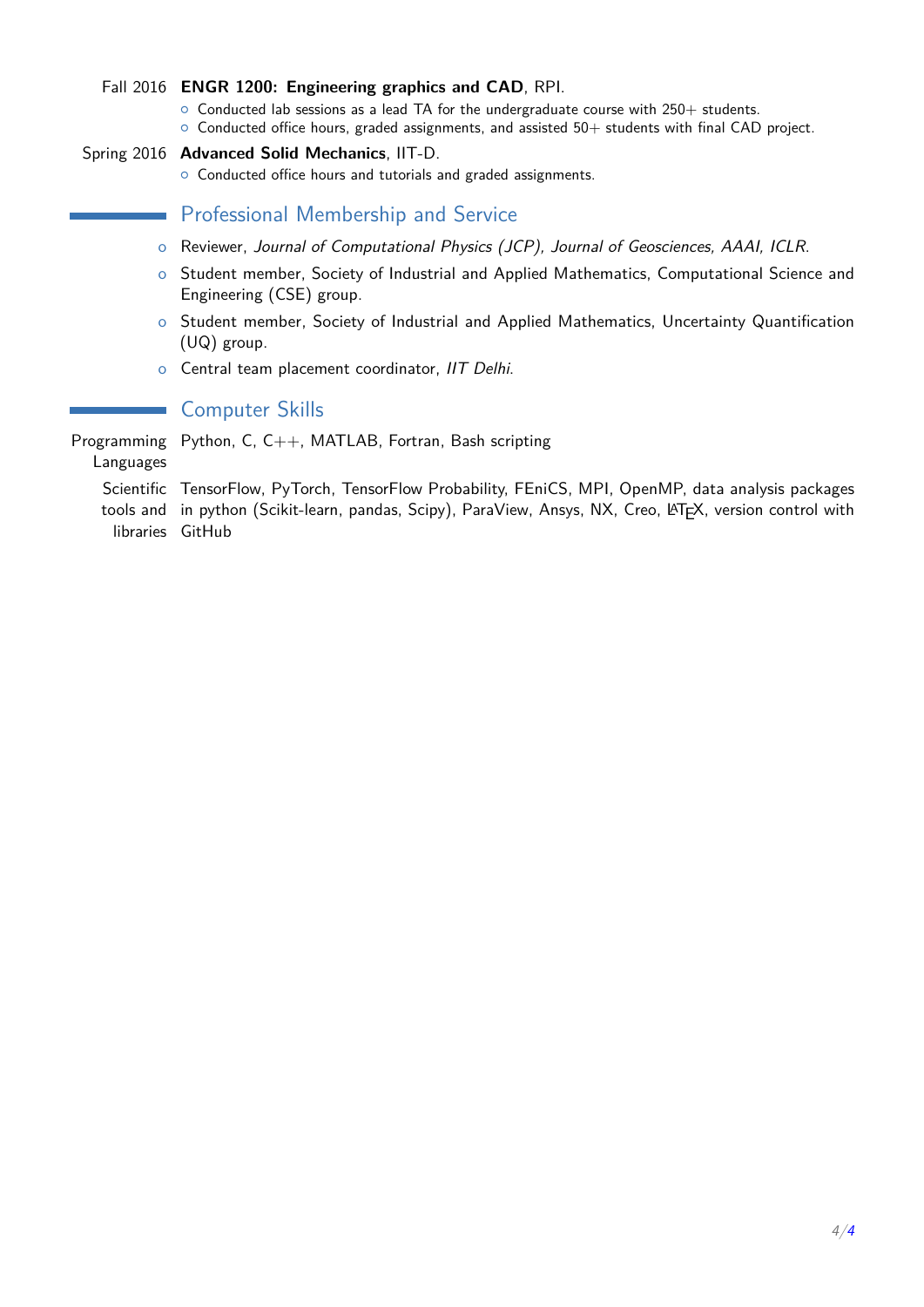Fall 2016 **ENGR 1200: Engineering graphics and CAD**, RPI.

- Conducted lab sessions as a lead TA for the undergraduate course with 250+ students.
- Conducted office hours, graded assignments, and assisted 50+ students with final CAD project.

Spring 2016 **Advanced Solid Mechanics**, IIT-D.

- Conducted office hours and tutorials and graded assignments.

## Professional Membership and Service

- Reviewer, *Journal of Computational Physics (JCP), Journal of Geosciences, AAAI, ICLR*.
- Student member, Society of Industrial and Applied Mathematics, Computational Science and Engineering (CSE) group.
- Student member, Society of Industrial and Applied Mathematics, Uncertainty Quantification (UQ) group.
- Central team placement coordinator, *IIT Delhi*.

## Computer Skills

Programming Languages: Python, C, C++, MATLAB, Fortran, Bash scripting

Scientific tools and libraries: TensorFlow, PyTorch, TensorFlow Probability, FEniCS, MPI, OpenMP, data analysis packages in python (Scikit-learn, pandas, Scipy), ParaView, Ansys, NX, Creo, LaTeX, version control with GitHub